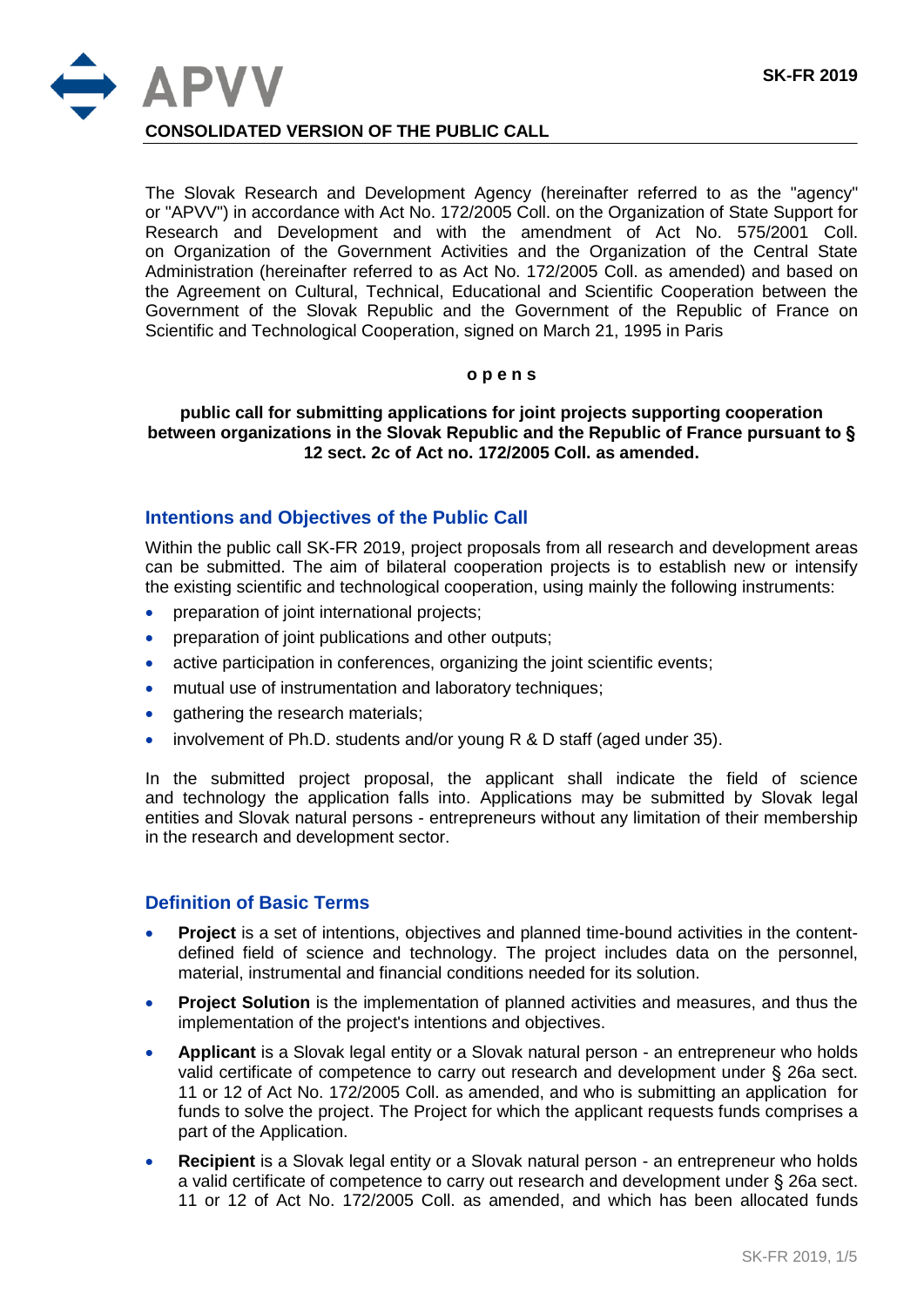**CONSOLIDATED VERSION OF THE PUBLIC CALL**

The Slovak Research and Development Agency (hereinafter referred to as the "agency" or "APVV") in accordance with Act No. 172/2005 Coll. on the Organization of State Support for Research and Development and with the amendment of Act No. 575/2001 Coll. on Organization of the Government Activities and the Organization of the Central State Administration (hereinafter referred to as Act No. 172/2005 Coll. as amended) and based on the Agreement on Cultural, Technical, Educational and Scientific Cooperation between the Government of the Slovak Republic and the Government of the Republic of France on Scientific and Technological Cooperation, signed on March 21, 1995 in Paris

**o p e n s**

**public call for submitting applications for joint projects supporting cooperation between organizations in the Slovak Republic and the Republic of France pursuant to § 12 sect. 2c of Act no. 172/2005 Coll. as amended.**

## Intentions and Objectives of the Public Call

Within the public call SK-FR 2019, project proposals from all research and development areas can be submitted. The aim of bilateral cooperation projects is to establish new or intensify the existing scientific and technological cooperation, using mainly the following instruments:

- preparation of joint international projects;
- preparation of joint publications and other outputs;
- active participation in conferences, organizing the joint scientific events;
- mutual use of instrumentation and laboratory techniques;
- gathering the research materials;
- involvement of Ph.D. students and/or young R & D staff (aged under 35).

In the submitted project proposal, the applicant shall indicate the field of science and technology the application falls into. Applications may be submitted by Slovak legal entities and Slovak natural persons - entrepreneurs without any limitation of their membership in the research and development sector.

## Definition of Basic Terms

- **Project** is a set of intentions, objectives and planned time-bound activities in the content-defined field of science and technology. The project includes data on the personnel, material, instrumental and financial conditions needed for its solution.
- **Project Solution** is the implementation of planned activities and measures, and thus the implementation of the project's intentions and objectives.
- **Applicant** is a Slovak legal entity or a Slovak natural person - an entrepreneur who holds valid certificate of competence to carry out research and development under § 26a sect. 11 or 12 of Act No. 172/2005 Coll. as amended, and who is submitting an application for funds to solve the project. The Project for which the applicant requests funds comprises a part of the Application.
- **Recipient** is a Slovak legal entity or a Slovak natural person - an entrepreneur who holds a valid certificate of competence to carry out research and development under § 26a sect. 11 or 12 of Act No. 172/2005 Coll. as amended, and which has been allocated funds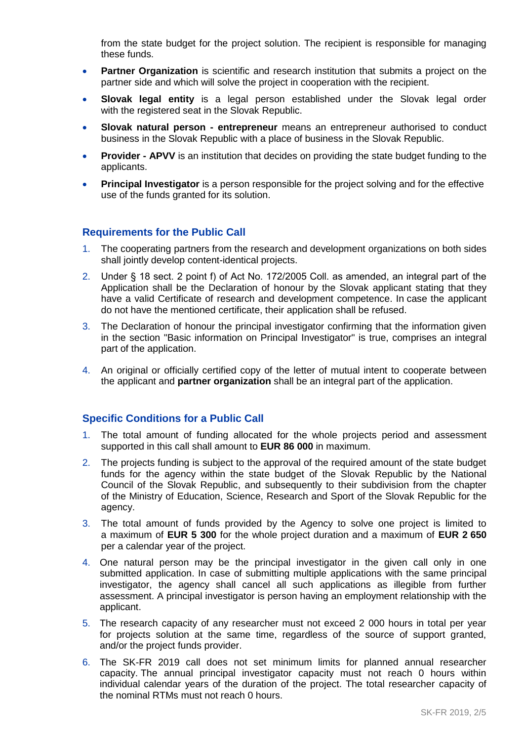from the state budget for the project solution. The recipient is responsible for managing these funds.

- **Partner Organization** is scientific and research institution that submits a project on the partner side and which will solve the project in cooperation with the recipient.
- **Slovak legal entity** is a legal person established under the Slovak legal order with the registered seat in the Slovak Republic.
- **Slovak natural person - entrepreneur** means an entrepreneur authorised to conduct business in the Slovak Republic with a place of business in the Slovak Republic.
- **Provider - APVV** is an institution that decides on providing the state budget funding to the applicants.
- **Principal Investigator** is a person responsible for the project solving and for the effective use of the funds granted for its solution.

## Requirements for the Public Call

1. The cooperating partners from the research and development organizations on both sides shall jointly develop content-identical projects.
2. Under § 18 sect. 2 point f) of Act No. 172/2005 Coll. as amended, an integral part of the Application shall be the Declaration of honour by the Slovak applicant stating that they have a valid Certificate of research and development competence. In case the applicant do not have the mentioned certificate, their application shall be refused.
3. The Declaration of honour the principal investigator confirming that the information given in the section "Basic information on Principal Investigator" is true, comprises an integral part of the application.
4. An original or officially certified copy of the letter of mutual intent to cooperate between the applicant and **partner organization** shall be an integral part of the application.

## Specific Conditions for a Public Call

1. The total amount of funding allocated for the whole projects period and assessment supported in this call shall amount to **EUR 86 000** in maximum.
2. The projects funding is subject to the approval of the required amount of the state budget funds for the agency within the state budget of the Slovak Republic by the National Council of the Slovak Republic, and subsequently to their subdivision from the chapter of the Ministry of Education, Science, Research and Sport of the Slovak Republic for the agency.
3. The total amount of funds provided by the Agency to solve one project is limited to a maximum of **EUR 5 300** for the whole project duration and a maximum of **EUR 2 650** per a calendar year of the project.
4. One natural person may be the principal investigator in the given call only in one submitted application. In case of submitting multiple applications with the same principal investigator, the agency shall cancel all such applications as illegible from further assessment. A principal investigator is person having an employment relationship with the applicant.
5. The research capacity of any researcher must not exceed 2 000 hours in total per year for projects solution at the same time, regardless of the source of support granted, and/or the project funds provider.
6. The SK-FR 2019 call does not set minimum limits for planned annual researcher capacity. The annual principal investigator capacity must not reach 0 hours within individual calendar years of the duration of the project. The total researcher capacity of the nominal RTMs must not reach 0 hours.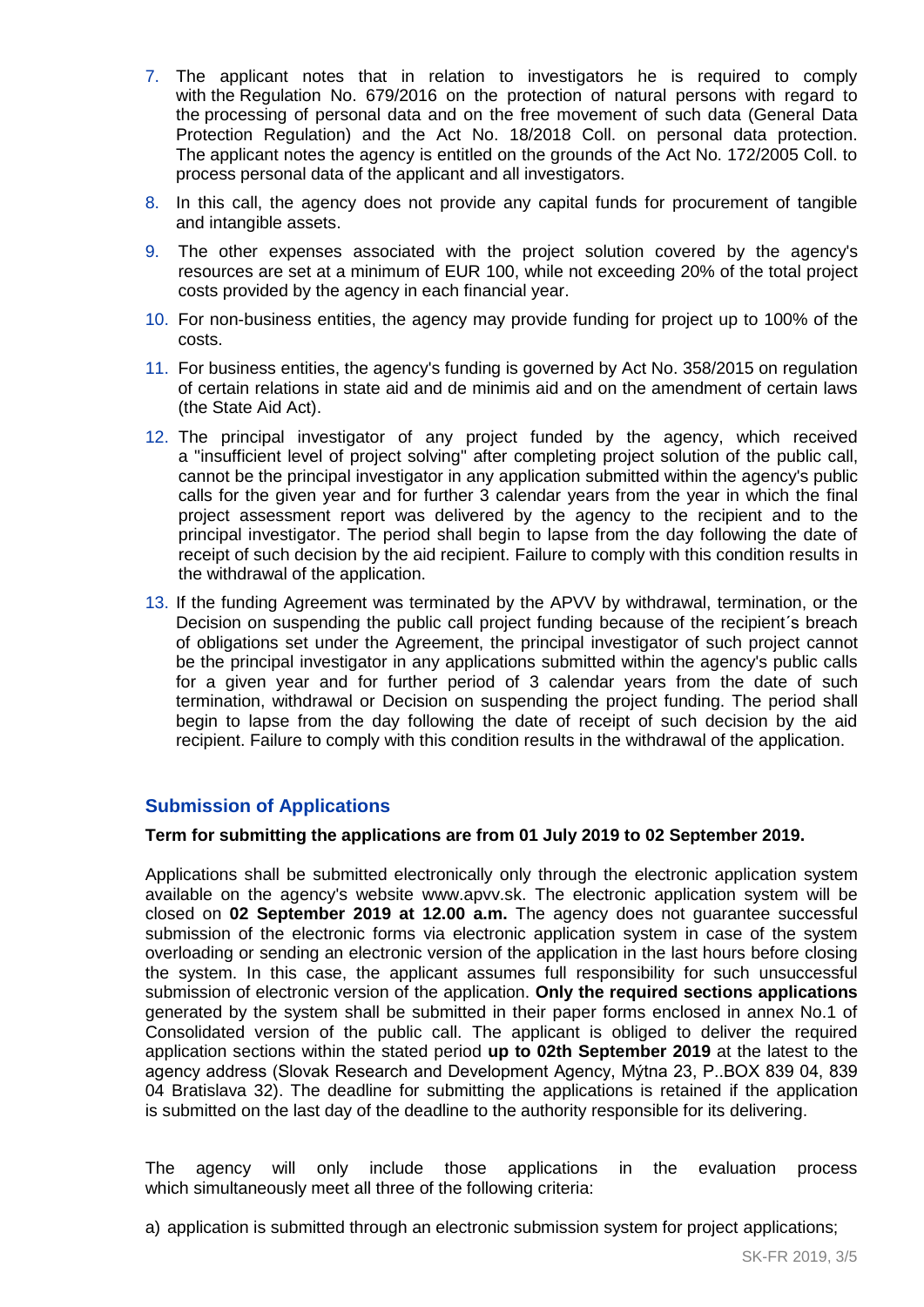7. The applicant notes that in relation to investigators he is required to comply with the Regulation No. 679/2016 on the protection of natural persons with regard to the processing of personal data and on the free movement of such data (General Data Protection Regulation) and the Act No. 18/2018 Coll. on personal data protection. The applicant notes the agency is entitled on the grounds of the Act No. 172/2005 Coll. to process personal data of the applicant and all investigators.
8. In this call, the agency does not provide any capital funds for procurement of tangible and intangible assets.
9. The other expenses associated with the project solution covered by the agency's resources are set at a minimum of EUR 100, while not exceeding 20% of the total project costs provided by the agency in each financial year.
10. For non-business entities, the agency may provide funding for project up to 100% of the costs.
11. For business entities, the agency's funding is governed by Act No. 358/2015 on regulation of certain relations in state aid and de minimis aid and on the amendment of certain laws (the State Aid Act).
12. The principal investigator of any project funded by the agency, which received a "insufficient level of project solving" after completing project solution of the public call, cannot be the principal investigator in any application submitted within the agency's public calls for the given year and for further 3 calendar years from the year in which the final project assessment report was delivered by the agency to the recipient and to the principal investigator. The period shall begin to lapse from the day following the date of receipt of such decision by the aid recipient. Failure to comply with this condition results in the withdrawal of the application.
13. If the funding Agreement was terminated by the APVV by withdrawal, termination, or the Decision on suspending the public call project funding because of the recipient´s breach of obligations set under the Agreement, the principal investigator of such project cannot be the principal investigator in any applications submitted within the agency's public calls for a given year and for further period of 3 calendar years from the date of such termination, withdrawal or Decision on suspending the project funding. The period shall begin to lapse from the day following the date of receipt of such decision by the aid recipient. Failure to comply with this condition results in the withdrawal of the application.

## Submission of Applications

**Term for submitting the applications are from 01 July 2019 to 02 September 2019.**

Applications shall be submitted electronically only through the electronic application system available on the agency's website www.apvv.sk. The electronic application system will be closed on **02 September 2019 at 12.00 a.m.** The agency does not guarantee successful submission of the electronic forms via electronic application system in case of the system overloading or sending an electronic version of the application in the last hours before closing the system. In this case, the applicant assumes full responsibility for such unsuccessful submission of electronic version of the application. **Only the required sections applications** generated by the system shall be submitted in their paper forms enclosed in annex No.1 of Consolidated version of the public call. The applicant is obliged to deliver the required application sections within the stated period **up to 02th September 2019** at the latest to the agency address (Slovak Research and Development Agency, Mýtna 23, P..BOX 839 04, 839 04 Bratislava 32). The deadline for submitting the applications is retained if the application is submitted on the last day of the deadline to the authority responsible for its delivering.

The agency will only include those applications in the evaluation process which simultaneously meet all three of the following criteria:

a) application is submitted through an electronic submission system for project applications;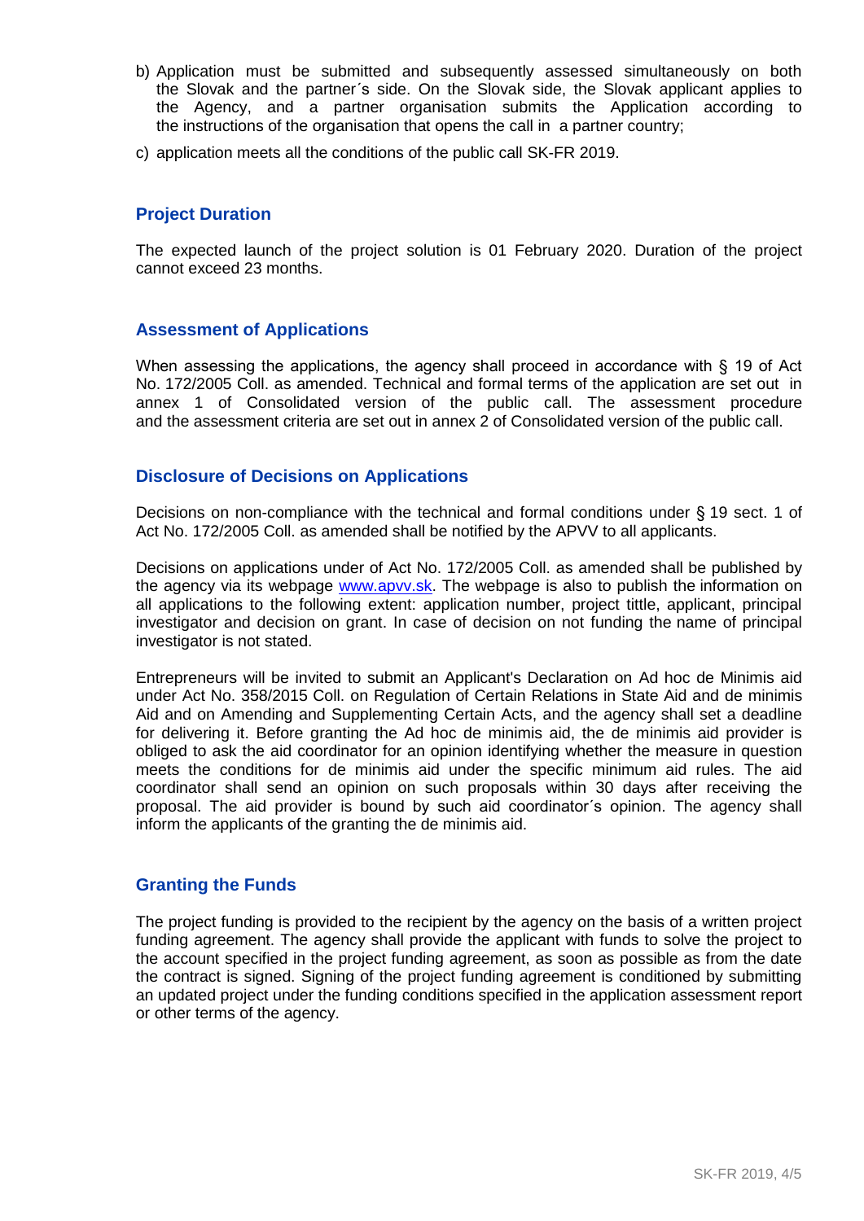b) Application must be submitted and subsequently assessed simultaneously on both the Slovak and the partner´s side. On the Slovak side, the Slovak applicant applies to the Agency, and a partner organisation submits the Application according to the instructions of the organisation that opens the call in a partner country;

c) application meets all the conditions of the public call SK-FR 2019.

## Project Duration

The expected launch of the project solution is 01 February 2020. Duration of the project cannot exceed 23 months.

## Assessment of Applications

When assessing the applications, the agency shall proceed in accordance with § 19 of Act No. 172/2005 Coll. as amended. Technical and formal terms of the application are set out in annex 1 of Consolidated version of the public call. The assessment procedure and the assessment criteria are set out in annex 2 of Consolidated version of the public call.

## Disclosure of Decisions on Applications

Decisions on non-compliance with the technical and formal conditions under § 19 sect. 1 of Act No. 172/2005 Coll. as amended shall be notified by the APVV to all applicants.

Decisions on applications under of Act No. 172/2005 Coll. as amended shall be published by the agency via its webpage www.apvv.sk. The webpage is also to publish the information on all applications to the following extent: application number, project tittle, applicant, principal investigator and decision on grant. In case of decision on not funding the name of principal investigator is not stated.

Entrepreneurs will be invited to submit an Applicant's Declaration on Ad hoc de Minimis aid under Act No. 358/2015 Coll. on Regulation of Certain Relations in State Aid and de minimis Aid and on Amending and Supplementing Certain Acts, and the agency shall set a deadline for delivering it. Before granting the Ad hoc de minimis aid, the de minimis aid provider is obliged to ask the aid coordinator for an opinion identifying whether the measure in question meets the conditions for de minimis aid under the specific minimum aid rules. The aid coordinator shall send an opinion on such proposals within 30 days after receiving the proposal. The aid provider is bound by such aid coordinator´s opinion. The agency shall inform the applicants of the granting the de minimis aid.

## Granting the Funds

The project funding is provided to the recipient by the agency on the basis of a written project funding agreement. The agency shall provide the applicant with funds to solve the project to the account specified in the project funding agreement, as soon as possible as from the date the contract is signed. Signing of the project funding agreement is conditioned by submitting an updated project under the funding conditions specified in the application assessment report or other terms of the agency.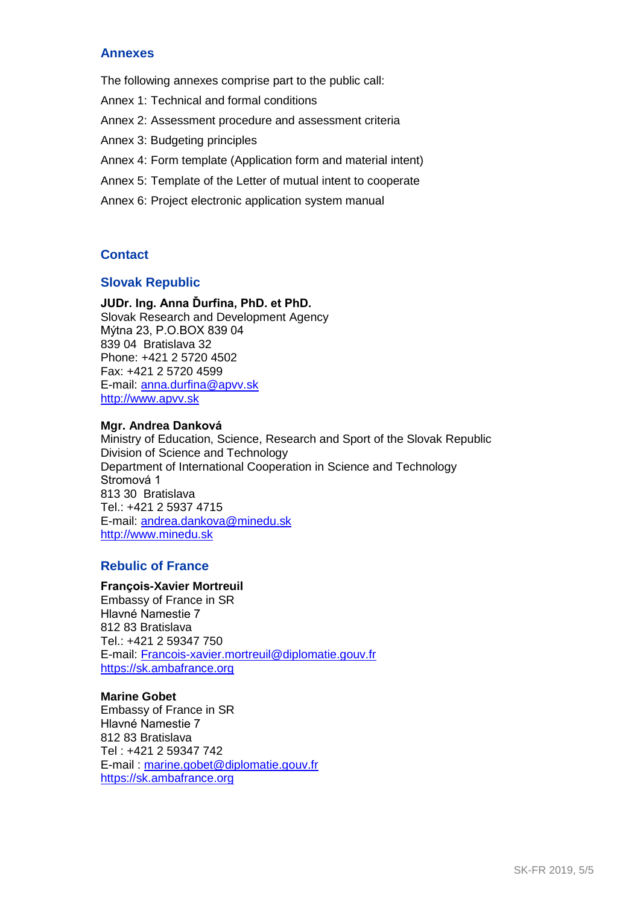## Annexes

The following annexes comprise part to the public call:

Annex 1: Technical and formal conditions

Annex 2: Assessment procedure and assessment criteria

Annex 3: Budgeting principles

Annex 4: Form template (Application form and material intent)

Annex 5: Template of the Letter of mutual intent to cooperate

Annex 6: Project electronic application system manual

## Contact

### Slovak Republic

**JUDr. Ing. Anna Ďurfina, PhD. et PhD.**
Slovak Research and Development Agency
Mýtna 23, P.O.BOX 839 04
839 04 Bratislava 32
Phone: +421 2 5720 4502
Fax: +421 2 5720 4599
E-mail: anna.durfina@apvv.sk
http://www.apvv.sk

**Mgr. Andrea Danková**
Ministry of Education, Science, Research and Sport of the Slovak Republic
Division of Science and Technology
Department of International Cooperation in Science and Technology
Stromová 1
813 30 Bratislava
Tel.: +421 2 5937 4715
E-mail: andrea.dankova@minedu.sk
http://www.minedu.sk

### Rebulic of France

**François-Xavier Mortreuil**
Embassy of France in SR
Hlavné Namestie 7
812 83 Bratislava
Tel.: +421 2 59347 750
E-mail: Francois-xavier.mortreuil@diplomatie.gouv.fr
https://sk.ambafrance.org

**Marine Gobet**
Embassy of France in SR
Hlavné Namestie 7
812 83 Bratislava
Tel : +421 2 59347 742
E-mail : marine.gobet@diplomatie.gouv.fr
https://sk.ambafrance.org